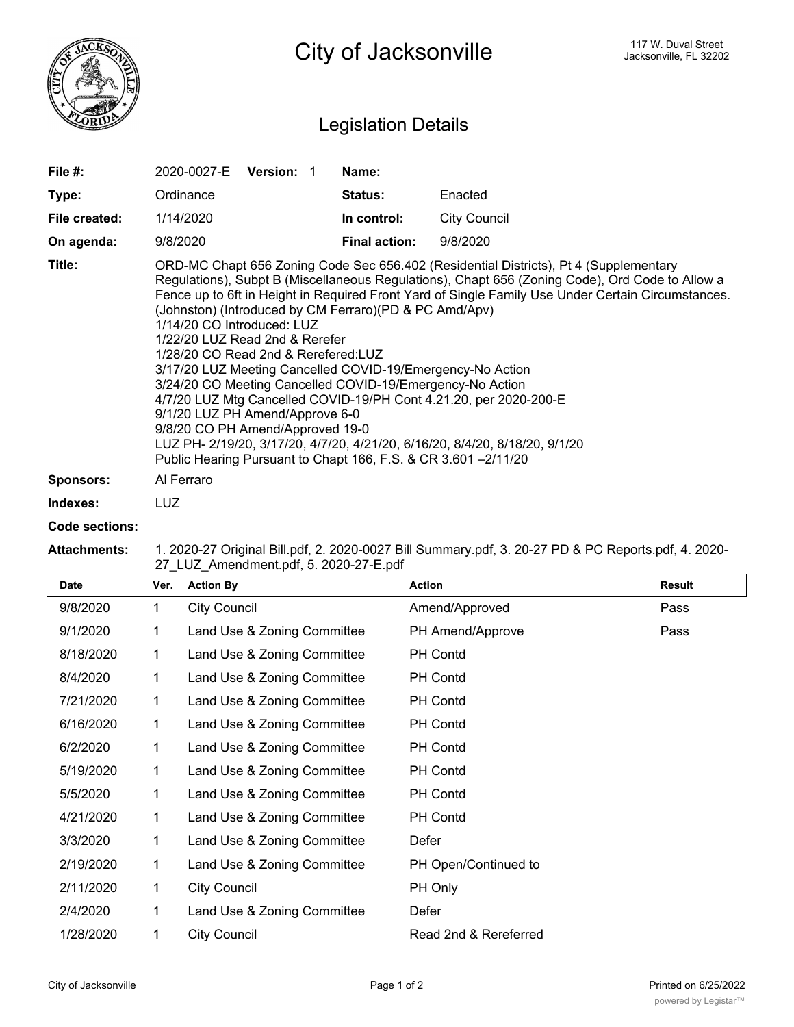# City of Jacksonville

117 W. Duval Street
Jacksonville, FL 32202

## Legislation Details

| | | | |
|---|---|---|---|
| **File #:** | 2020-0027-E **Version:** 1 | **Name:** | |
| **Type:** | Ordinance | **Status:** | Enacted |
| **File created:** | 1/14/2020 | **In control:** | City Council |
| **On agenda:** | 9/8/2020 | **Final action:** | 9/8/2020 |

**Title:** ORD-MC Chapt 656 Zoning Code Sec 656.402 (Residential Districts), Pt 4 (Supplementary Regulations), Subpt B (Miscellaneous Regulations), Chapt 656 (Zoning Code), Ord Code to Allow a Fence up to 6ft in Height in Required Front Yard of Single Family Use Under Certain Circumstances. (Johnston) (Introduced by CM Ferraro)(PD & PC Amd/Apv)
1/14/20 CO Introduced: LUZ
1/22/20 LUZ Read 2nd & Rerefer
1/28/20 CO Read 2nd & Rerefered:LUZ
3/17/20 LUZ Meeting Cancelled COVID-19/Emergency-No Action
3/24/20 CO Meeting Cancelled COVID-19/Emergency-No Action
4/7/20 LUZ Mtg Cancelled COVID-19/PH Cont 4.21.20, per 2020-200-E
9/1/20 LUZ PH Amend/Approve 6-0
9/8/20 CO PH Amend/Approved 19-0
LUZ PH- 2/19/20, 3/17/20, 4/7/20, 4/21/20, 6/16/20, 8/4/20, 8/18/20, 9/1/20
Public Hearing Pursuant to Chapt 166, F.S. & CR 3.601 –2/11/20

**Sponsors:** Al Ferraro

**Indexes:** LUZ

**Code sections:**

**Attachments:** 1. 2020-27 Original Bill.pdf, 2. 2020-0027 Bill Summary.pdf, 3. 20-27 PD & PC Reports.pdf, 4. 2020-27_LUZ_Amendment.pdf, 5. 2020-27-E.pdf

| Date | Ver. | Action By | Action | Result |
|---|---|---|---|---|
| 9/8/2020 | 1 | City Council | Amend/Approved | Pass |
| 9/1/2020 | 1 | Land Use & Zoning Committee | PH Amend/Approve | Pass |
| 8/18/2020 | 1 | Land Use & Zoning Committee | PH Contd | |
| 8/4/2020 | 1 | Land Use & Zoning Committee | PH Contd | |
| 7/21/2020 | 1 | Land Use & Zoning Committee | PH Contd | |
| 6/16/2020 | 1 | Land Use & Zoning Committee | PH Contd | |
| 6/2/2020 | 1 | Land Use & Zoning Committee | PH Contd | |
| 5/19/2020 | 1 | Land Use & Zoning Committee | PH Contd | |
| 5/5/2020 | 1 | Land Use & Zoning Committee | PH Contd | |
| 4/21/2020 | 1 | Land Use & Zoning Committee | PH Contd | |
| 3/3/2020 | 1 | Land Use & Zoning Committee | Defer | |
| 2/19/2020 | 1 | Land Use & Zoning Committee | PH Open/Continued to | |
| 2/11/2020 | 1 | City Council | PH Only | |
| 2/4/2020 | 1 | Land Use & Zoning Committee | Defer | |
| 1/28/2020 | 1 | City Council | Read 2nd & Rereferred | |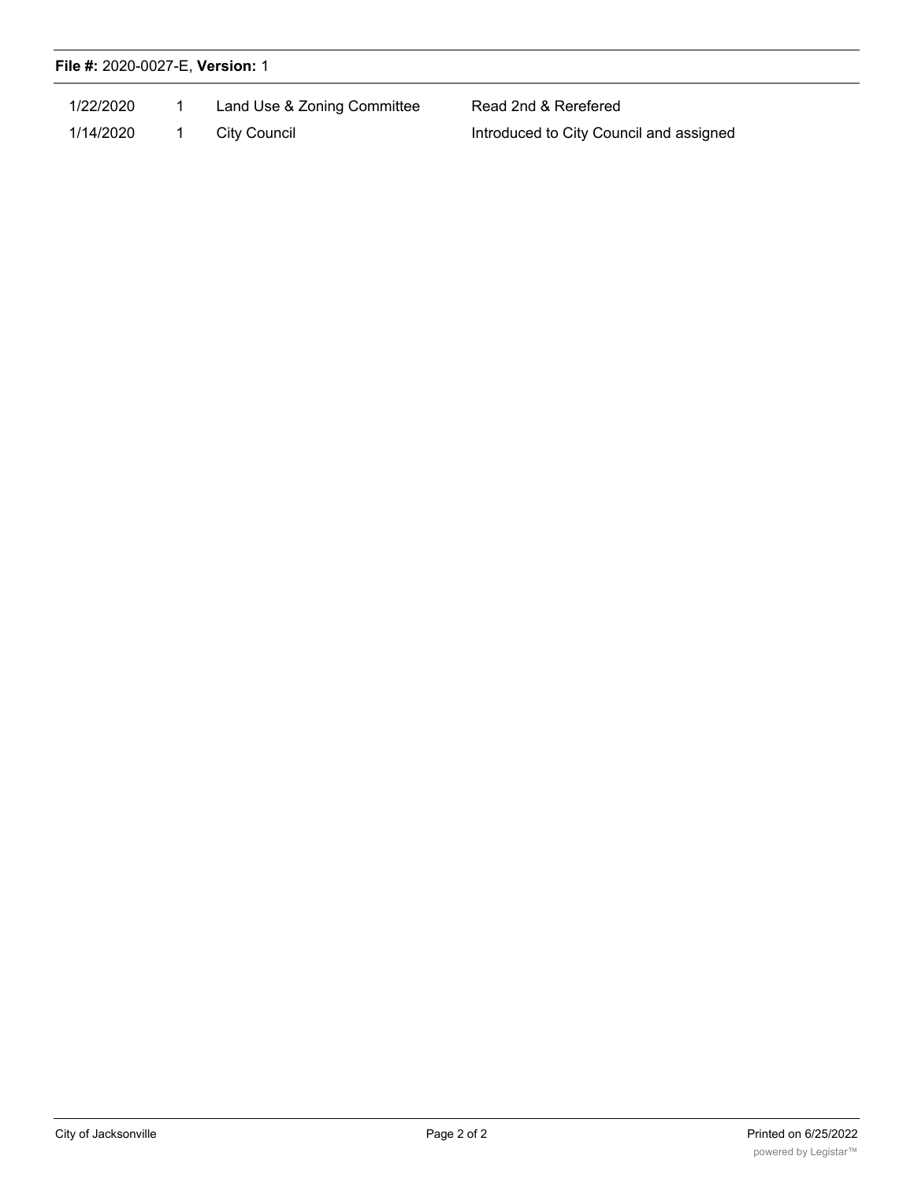**File #:** 2020-0027-E, **Version:** 1

| | | | |
|---|---|---|---|
| 1/22/2020 | 1 | Land Use & Zoning Committee | Read 2nd & Rerefered |
| 1/14/2020 | 1 | City Council | Introduced to City Council and assigned |